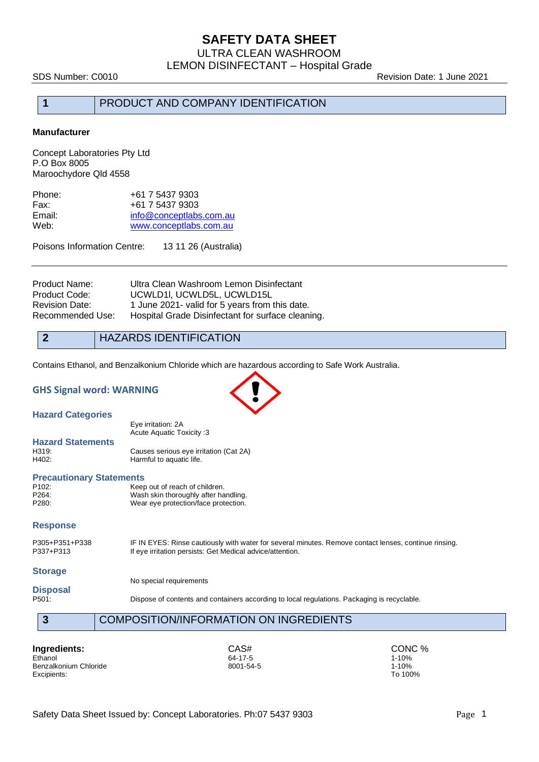# SAFETY DATA SHEET

ULTRA CLEAN WASHROOM

LEMON DISINFECTANT – Hospital Grade

SDS Number: C0010 Revision Date: 1 June 2021

## 1 PRODUCT AND COMPANY IDENTIFICATION

**Manufacturer**

Concept Laboratories Pty Ltd
P.O Box 8005
Maroochydore Qld 4558

| | |
|---|---|
| Phone: | +61 7 5437 9303 |
| Fax: | +61 7 5437 9303 |
| Email: | info@conceptlabs.com.au |
| Web: | www.conceptlabs.com.au |

Poisons Information Centre: 13 11 26 (Australia)

| | |
|---|---|
| Product Name: | Ultra Clean Washroom Lemon Disinfectant |
| Product Code: | UCWLD1l, UCWLD5L, UCWLD15L |
| Revision Date: | 1 June 2021- valid for 5 years from this date. |
| Recommended Use: | Hospital Grade Disinfectant for surface cleaning. |

## 2 HAZARDS IDENTIFICATION

Contains Ethanol, and Benzalkonium Chloride which are hazardous according to Safe Work Australia.

### GHS Signal word: WARNING

### Hazard Categories

Eye irritation: 2A
Acute Aquatic Toxicity :3

### Hazard Statements

| | |
|---|---|
| H319: | Causes serious eye irritation (Cat 2A) |
| H402: | Harmful to aquatic life. |

### Precautionary Statements

| | |
|---|---|
| P102: | Keep out of reach of children. |
| P264: | Wash skin thoroughly after handling. |
| P280: | Wear eye protection/face protection. |

### Response

| | |
|---|---|
| P305+P351+P338 | IF IN EYES: Rinse cautiously with water for several minutes. Remove contact lenses, continue rinsing. |
| P337+P313 | If eye irritation persists: Get Medical advice/attention. |

### Storage

No special requirements

### Disposal

| | |
|---|---|
| P501: | Dispose of contents and containers according to local regulations. Packaging is recyclable. |

## 3 COMPOSITION/INFORMATION ON INGREDIENTS

| **Ingredients:** | CAS# | CONC % |
|---|---|---|
| Ethanol | 64-17-5 | 1-10% |
| Benzalkonium Chloride | 8001-54-5 | 1-10% |
| Excipients: | | To 100% |

Safety Data Sheet Issued by: Concept Laboratories. Ph:07 5437 9303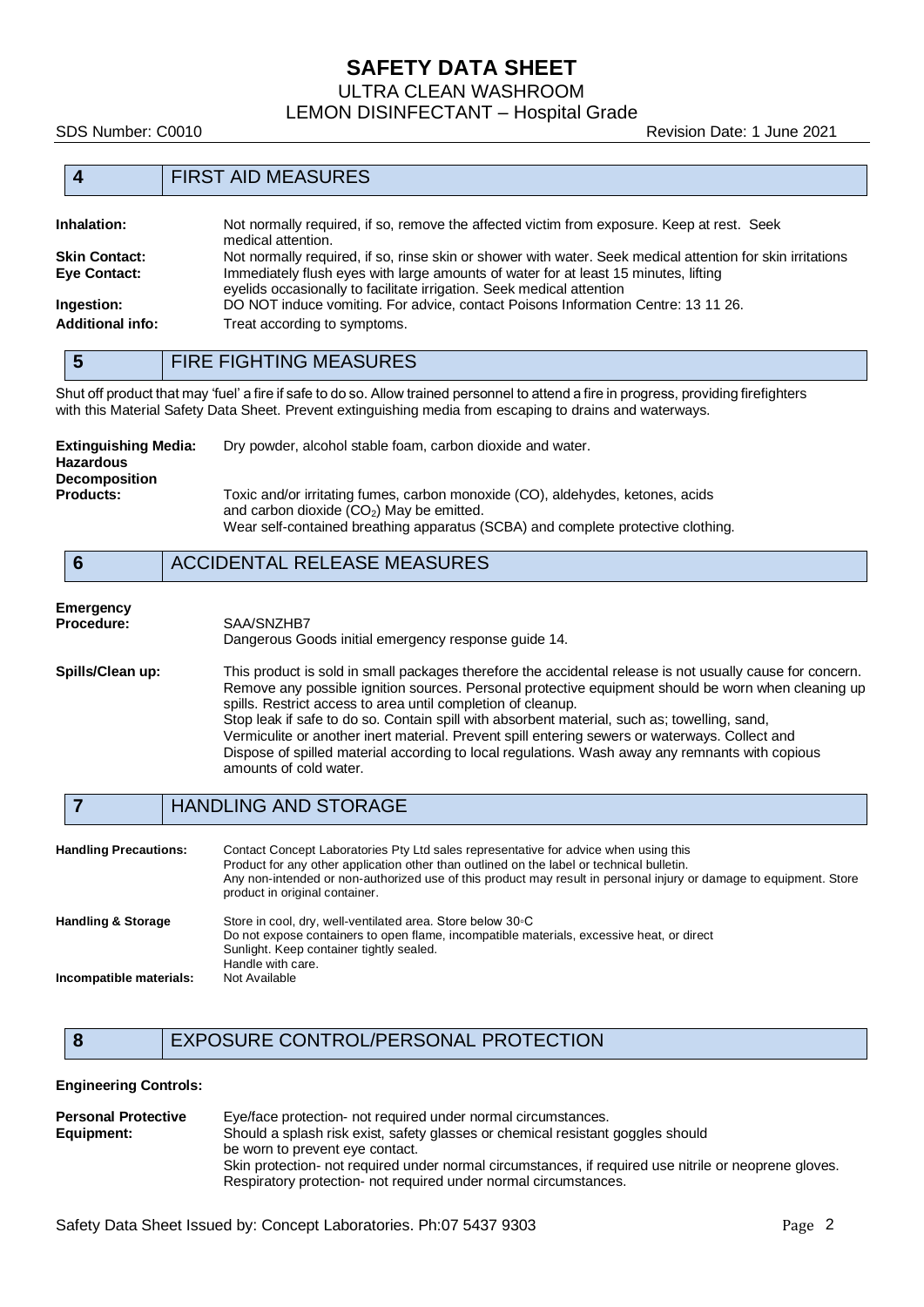## 4 FIRST AID MEASURES

**Inhalation:** Not normally required, if so, remove the affected victim from exposure. Keep at rest. Seek medical attention.

**Skin Contact:** Not normally required, if so, rinse skin or shower with water. Seek medical attention for skin irritations

**Eye Contact:** Immediately flush eyes with large amounts of water for at least 15 minutes, lifting eyelids occasionally to facilitate irrigation. Seek medical attention

**Ingestion:** DO NOT induce vomiting. For advice, contact Poisons Information Centre: 13 11 26.

**Additional info:** Treat according to symptoms.

## 5 FIRE FIGHTING MEASURES

Shut off product that may 'fuel' a fire if safe to do so. Allow trained personnel to attend a fire in progress, providing firefighters with this Material Safety Data Sheet. Prevent extinguishing media from escaping to drains and waterways.

**Extinguishing Media:** Dry powder, alcohol stable foam, carbon dioxide and water.

**Hazardous Decomposition Products:** Toxic and/or irritating fumes, carbon monoxide (CO), aldehydes, ketones, acids and carbon dioxide ($CO_2$) May be emitted.
Wear self-contained breathing apparatus (SCBA) and complete protective clothing.

## 6 ACCIDENTAL RELEASE MEASURES

**Emergency Procedure:** SAA/SNZHB7
Dangerous Goods initial emergency response guide 14.

**Spills/Clean up:** This product is sold in small packages therefore the accidental release is not usually cause for concern. Remove any possible ignition sources. Personal protective equipment should be worn when cleaning up spills. Restrict access to area until completion of cleanup.
Stop leak if safe to do so. Contain spill with absorbent material, such as; towelling, sand, Vermiculite or another inert material. Prevent spill entering sewers or waterways. Collect and Dispose of spilled material according to local regulations. Wash away any remnants with copious amounts of cold water.

## 7 HANDLING AND STORAGE

**Handling Precautions:** Contact Concept Laboratories Pty Ltd sales representative for advice when using this Product for any other application other than outlined on the label or technical bulletin.
Any non-intended or non-authorized use of this product may result in personal injury or damage to equipment. Store product in original container.

**Handling & Storage** Store in cool, dry, well-ventilated area. Store below 30◦C
Do not expose containers to open flame, incompatible materials, excessive heat, or direct Sunlight. Keep container tightly sealed.
Handle with care.

**Incompatible materials:** Not Available

## 8 EXPOSURE CONTROL/PERSONAL PROTECTION

**Engineering Controls:**

**Personal Protective Equipment:** Eye/face protection- not required under normal circumstances.
Should a splash risk exist, safety glasses or chemical resistant goggles should be worn to prevent eye contact.
Skin protection- not required under normal circumstances, if required use nitrile or neoprene gloves.
Respiratory protection- not required under normal circumstances.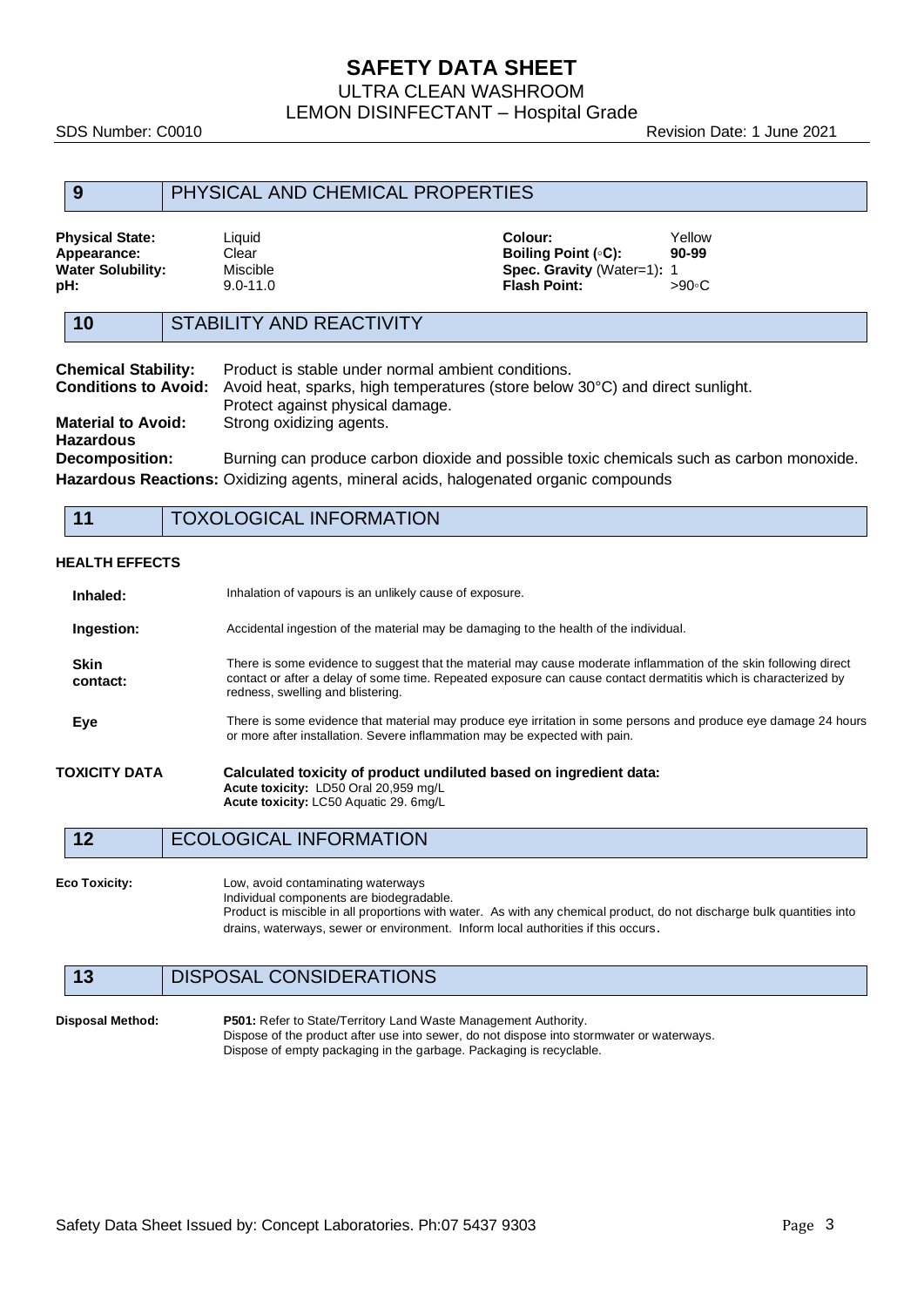# SAFETY DATA SHEET

ULTRA CLEAN WASHROOM
LEMON DISINFECTANT – Hospital Grade

SDS Number: C0010 Revision Date: 1 June 2021

## 9 PHYSICAL AND CHEMICAL PROPERTIES

| | | | |
|---|---|---|---|
| **Physical State:** | Liquid | **Colour:** | Yellow |
| **Appearance:** | Clear | **Boiling Point (◦C):** | **90-99** |
| **Water Solubility:** | Miscible | **Spec. Gravity** (Water=1)**:** | 1 |
| **pH:** | 9.0-11.0 | **Flash Point:** | >90◦C |

## 10 STABILITY AND REACTIVITY

**Chemical Stability:** Product is stable under normal ambient conditions.

**Conditions to Avoid:** Avoid heat, sparks, high temperatures (store below 30°C) and direct sunlight. Protect against physical damage.

**Material to Avoid:** Strong oxidizing agents.

**Hazardous Decomposition:** Burning can produce carbon dioxide and possible toxic chemicals such as carbon monoxide.

**Hazardous Reactions:** Oxidizing agents, mineral acids, halogenated organic compounds

## 11 TOXOLOGICAL INFORMATION

**HEALTH EFFECTS**

**Inhaled:** Inhalation of vapours is an unlikely cause of exposure.

**Ingestion:** Accidental ingestion of the material may be damaging to the health of the individual.

**Skin contact:** There is some evidence to suggest that the material may cause moderate inflammation of the skin following direct contact or after a delay of some time. Repeated exposure can cause contact dermatitis which is characterized by redness, swelling and blistering.

**Eye** There is some evidence that material may produce eye irritation in some persons and produce eye damage 24 hours or more after installation. Severe inflammation may be expected with pain.

**TOXICITY DATA** **Calculated toxicity of product undiluted based on ingredient data:**
**Acute toxicity:** LD50 Oral 20,959 mg/L
**Acute toxicity:** LC50 Aquatic 29. 6mg/L

## 12 ECOLOGICAL INFORMATION

**Eco Toxicity:** Low, avoid contaminating waterways
Individual components are biodegradable.
Product is miscible in all proportions with water. As with any chemical product, do not discharge bulk quantities into drains, waterways, sewer or environment. Inform local authorities if this occurs.

## 13 DISPOSAL CONSIDERATIONS

**Disposal Method:** **P501:** Refer to State/Territory Land Waste Management Authority.
Dispose of the product after use into sewer, do not dispose into stormwater or waterways.
Dispose of empty packaging in the garbage. Packaging is recyclable.

Safety Data Sheet Issued by: Concept Laboratories. Ph:07 5437 9303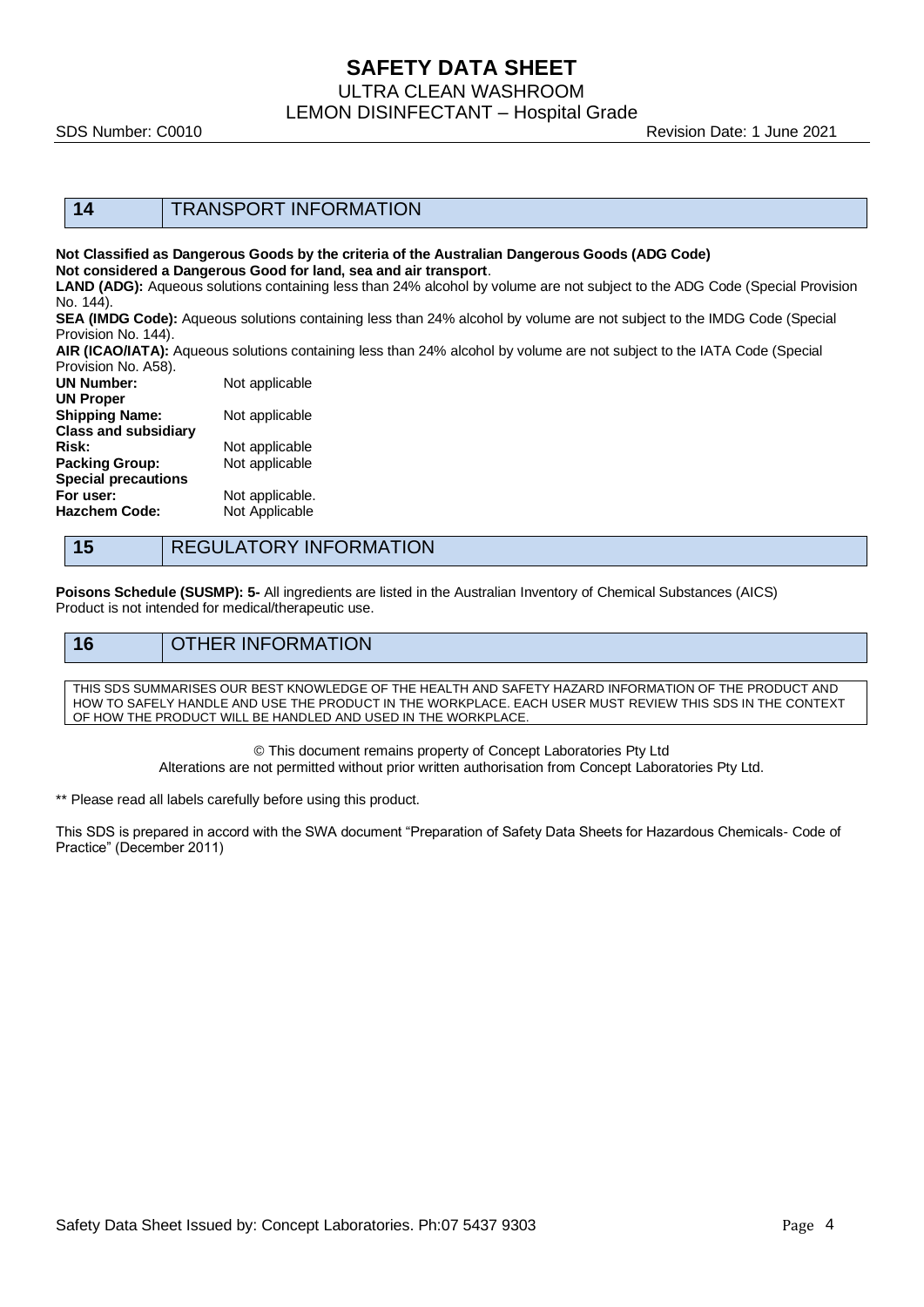## 14 TRANSPORT INFORMATION

**Not Classified as Dangerous Goods by the criteria of the Australian Dangerous Goods (ADG Code)**
**Not considered a Dangerous Good for land, sea and air transport**.

**LAND (ADG):** Aqueous solutions containing less than 24% alcohol by volume are not subject to the ADG Code (Special Provision No. 144).

**SEA (IMDG Code):** Aqueous solutions containing less than 24% alcohol by volume are not subject to the IMDG Code (Special Provision No. 144).

**AIR (ICAO/IATA):** Aqueous solutions containing less than 24% alcohol by volume are not subject to the IATA Code (Special Provision No. A58).

| | |
|---|---|
| **UN Number:** | Not applicable |
| **UN Proper Shipping Name:** | Not applicable |
| **Class and subsidiary Risk:** | Not applicable |
| **Packing Group:** | Not applicable |
| **Special precautions For user:** | Not applicable. |
| **Hazchem Code:** | Not Applicable |

## 15 REGULATORY INFORMATION

**Poisons Schedule (SUSMP): 5-** All ingredients are listed in the Australian Inventory of Chemical Substances (AICS)
Product is not intended for medical/therapeutic use.

## 16 OTHER INFORMATION

THIS SDS SUMMARISES OUR BEST KNOWLEDGE OF THE HEALTH AND SAFETY HAZARD INFORMATION OF THE PRODUCT AND HOW TO SAFELY HANDLE AND USE THE PRODUCT IN THE WORKPLACE. EACH USER MUST REVIEW THIS SDS IN THE CONTEXT OF HOW THE PRODUCT WILL BE HANDLED AND USED IN THE WORKPLACE.

© This document remains property of Concept Laboratories Pty Ltd
Alterations are not permitted without prior written authorisation from Concept Laboratories Pty Ltd.

** Please read all labels carefully before using this product.

This SDS is prepared in accord with the SWA document "Preparation of Safety Data Sheets for Hazardous Chemicals- Code of Practice" (December 2011)